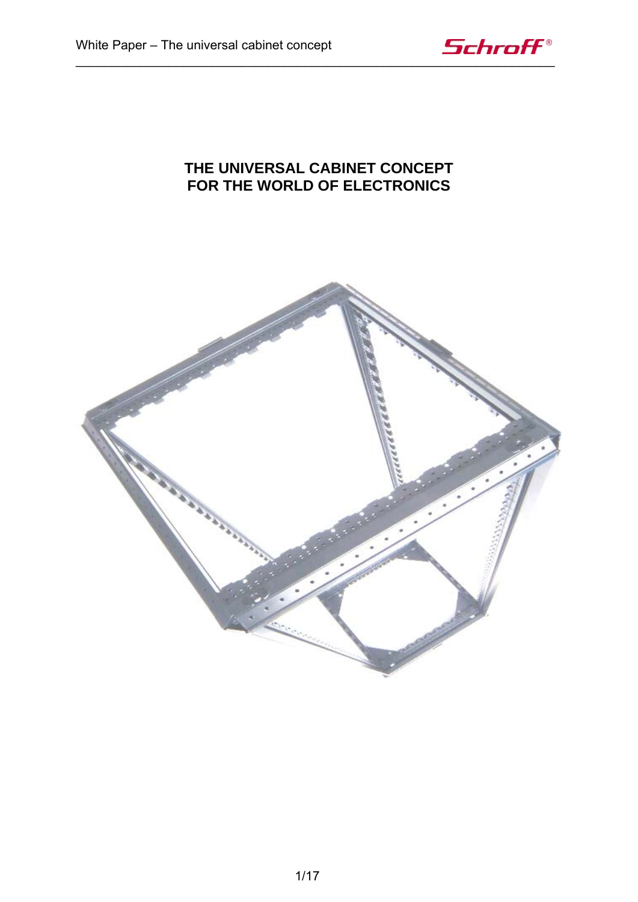# THE UNIVERSAL CABINET CONCEPT FOR THE WORLD OF ELECTRONICS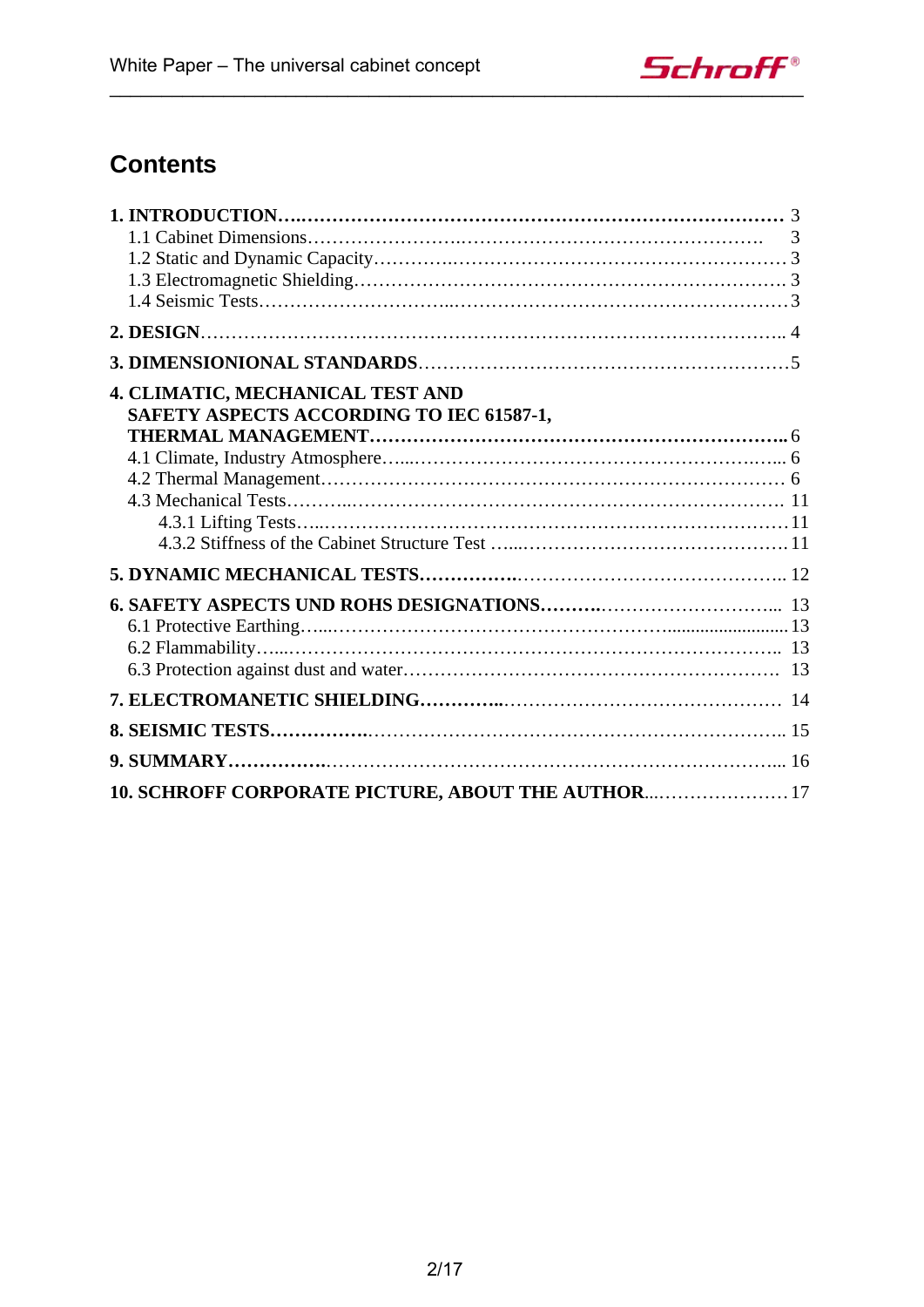# Contents

**1. INTRODUCTION** ... 3
- 1.1 Cabinet Dimensions ... 3
- 1.2 Static and Dynamic Capacity ... 3
- 1.3 Electromagnetic Shielding ... 3
- 1.4 Seismic Tests ... 3

**2. DESIGN** ... 4

**3. DIMENSIONIONAL STANDARDS** ... 5

**4. CLIMATIC, MECHANICAL TEST AND SAFETY ASPECTS ACCORDING TO IEC 61587-1, THERMAL MANAGEMENT** ... 6
- 4.1 Climate, Industry Atmosphere ... 6
- 4.2 Thermal Management ... 6
- 4.3 Mechanical Tests ... 11
  - 4.3.1 Lifting Tests ... 11
  - 4.3.2 Stiffness of the Cabinet Structure Test ... 11

**5. DYNAMIC MECHANICAL TESTS** ... 12

**6. SAFETY ASPECTS UND ROHS DESIGNATIONS** ... 13
- 6.1 Protective Earthing ... 13
- 6.2 Flammability ... 13
- 6.3 Protection against dust and water ... 13

**7. ELECTROMANETIC SHIELDING** ... 14

**8. SEISMIC TESTS** ... 15

**9. SUMMARY** ... 16

**10. SCHROFF CORPORATE PICTURE, ABOUT THE AUTHOR** ... 17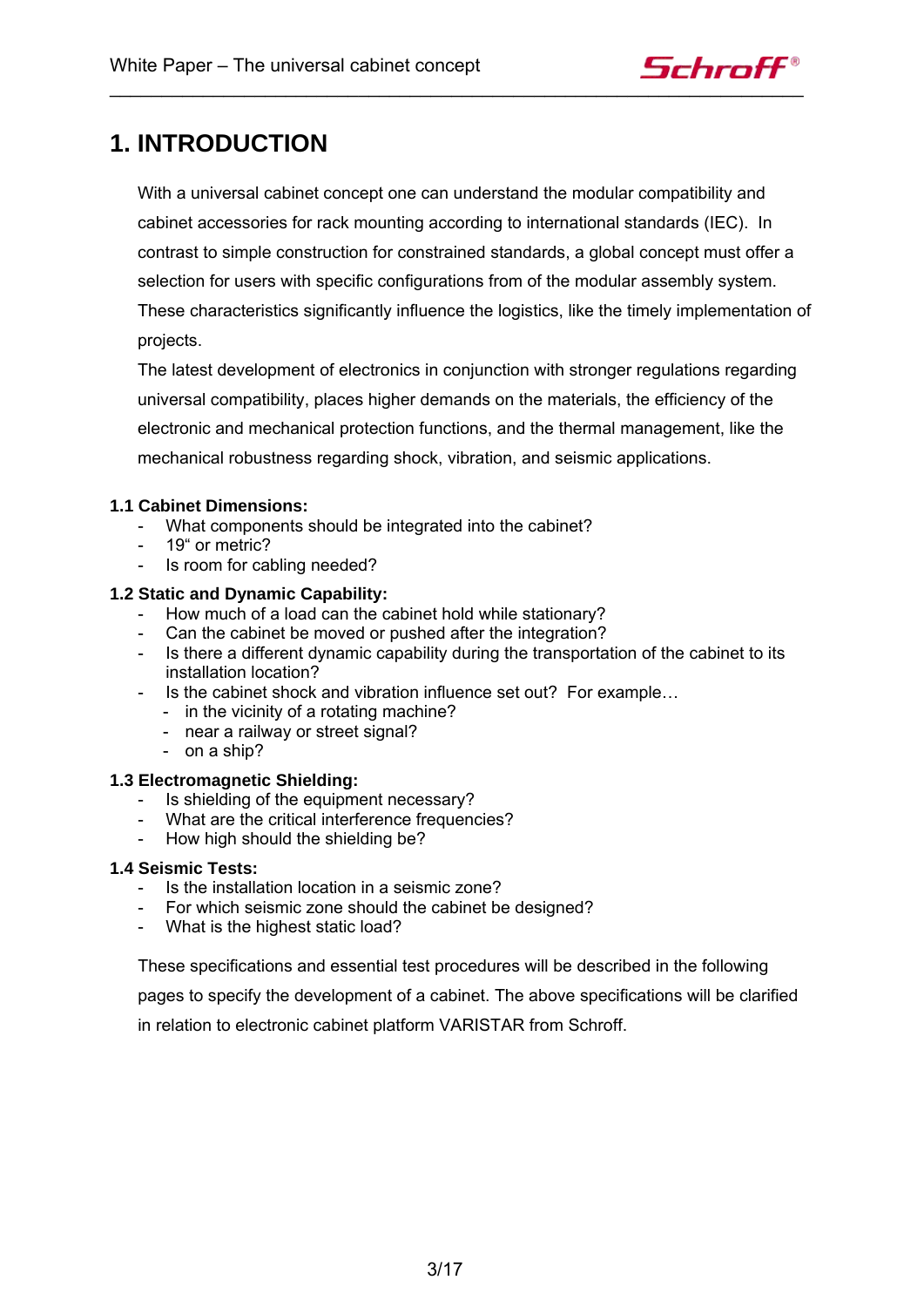# 1. INTRODUCTION

With a universal cabinet concept one can understand the modular compatibility and cabinet accessories for rack mounting according to international standards (IEC). In contrast to simple construction for constrained standards, a global concept must offer a selection for users with specific configurations from of the modular assembly system. These characteristics significantly influence the logistics, like the timely implementation of projects.

The latest development of electronics in conjunction with stronger regulations regarding universal compatibility, places higher demands on the materials, the efficiency of the electronic and mechanical protection functions, and the thermal management, like the mechanical robustness regarding shock, vibration, and seismic applications.

### 1.1 Cabinet Dimensions:

- What components should be integrated into the cabinet?
- 19“ or metric?
- Is room for cabling needed?

### 1.2 Static and Dynamic Capability:

- How much of a load can the cabinet hold while stationary?
- Can the cabinet be moved or pushed after the integration?
- Is there a different dynamic capability during the transportation of the cabinet to its installation location?
- Is the cabinet shock and vibration influence set out? For example…
  - in the vicinity of a rotating machine?
  - near a railway or street signal?
  - on a ship?

### 1.3 Electromagnetic Shielding:

- Is shielding of the equipment necessary?
- What are the critical interference frequencies?
- How high should the shielding be?

### 1.4 Seismic Tests:

- Is the installation location in a seismic zone?
- For which seismic zone should the cabinet be designed?
- What is the highest static load?

These specifications and essential test procedures will be described in the following pages to specify the development of a cabinet. The above specifications will be clarified in relation to electronic cabinet platform VARISTAR from Schroff.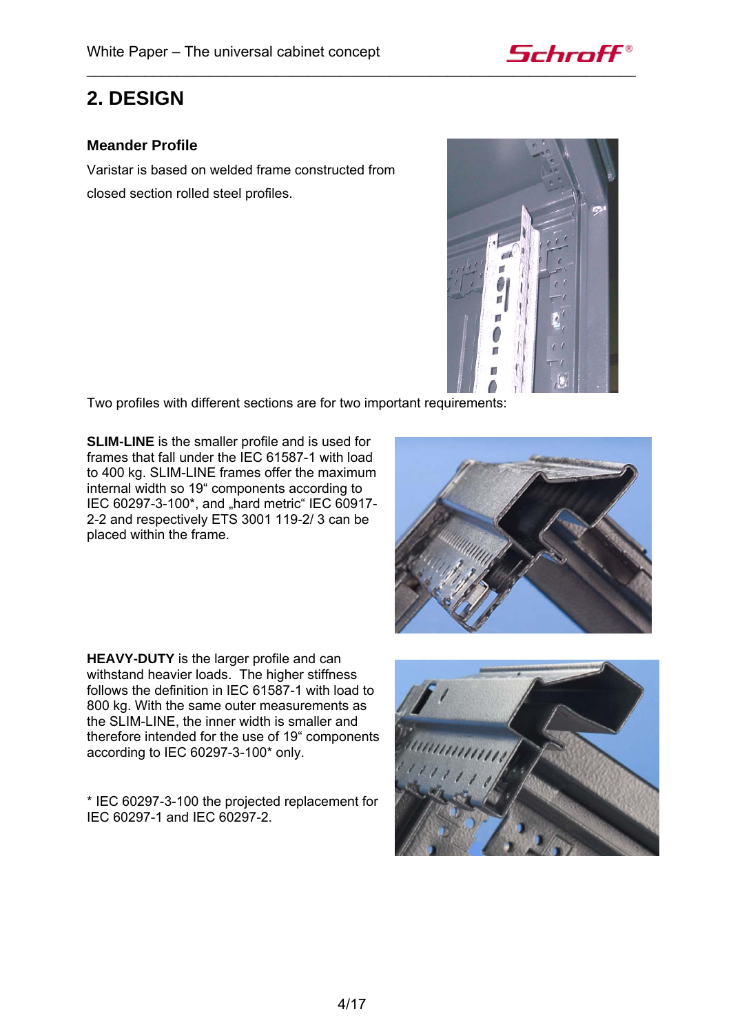# 2. DESIGN

### Meander Profile

Varistar is based on welded frame constructed from closed section rolled steel profiles.

Two profiles with different sections are for two important requirements:

**SLIM-LINE** is the smaller profile and is used for frames that fall under the IEC 61587-1 with load to 400 kg. SLIM-LINE frames offer the maximum internal width so 19" components according to IEC 60297-3-100*, and „hard metric" IEC 60917-2-2 and respectively ETS 3001 119-2/ 3 can be placed within the frame.

**HEAVY-DUTY** is the larger profile and can withstand heavier loads. The higher stiffness follows the definition in IEC 61587-1 with load to 800 kg. With the same outer measurements as the SLIM-LINE, the inner width is smaller and therefore intended for the use of 19" components according to IEC 60297-3-100* only.

* IEC 60297-3-100 the projected replacement for IEC 60297-1 and IEC 60297-2.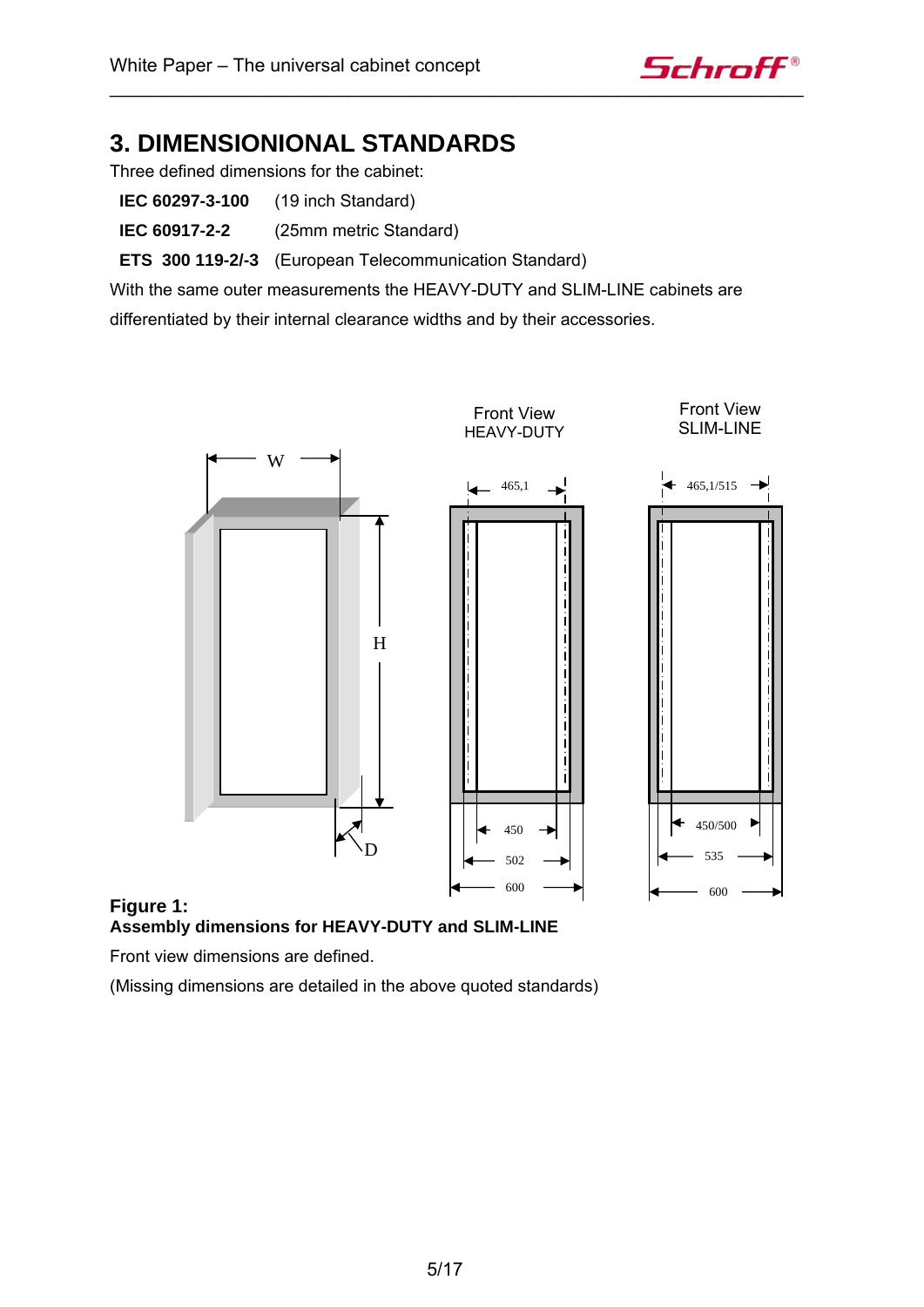## 3. DIMENSIONIONAL STANDARDS

Three defined dimensions for the cabinet:

**IEC 60297-3-100** (19 inch Standard)

**IEC 60917-2-2** (25mm metric Standard)

**ETS 300 119-2/-3** (European Telecommunication Standard)

With the same outer measurements the HEAVY-DUTY and SLIM-LINE cabinets are differentiated by their internal clearance widths and by their accessories.

**Figure 1:**
**Assembly dimensions for HEAVY-DUTY and SLIM-LINE**

Front view dimensions are defined.

(Missing dimensions are detailed in the above quoted standards)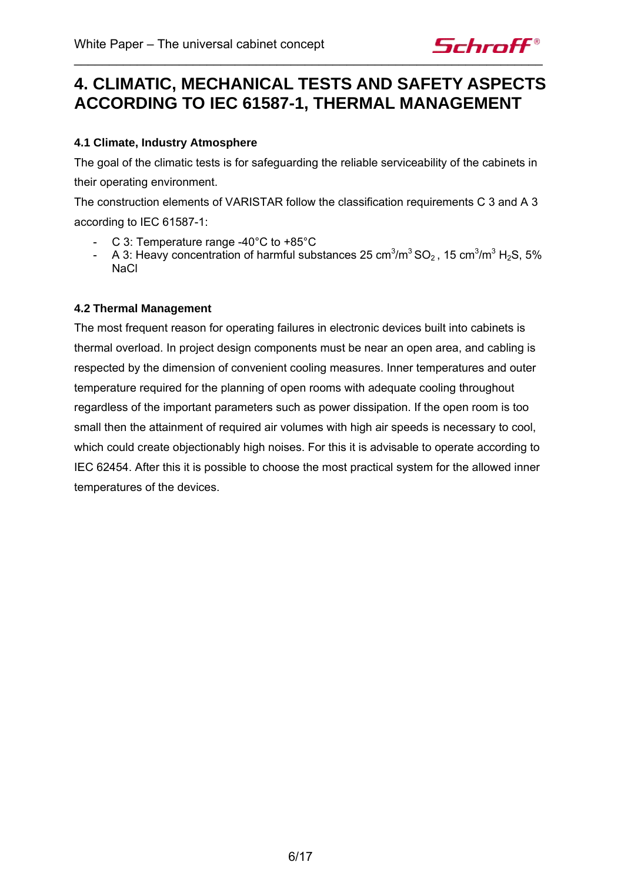# 4. CLIMATIC, MECHANICAL TESTS AND SAFETY ASPECTS ACCORDING TO IEC 61587-1, THERMAL MANAGEMENT

### 4.1 Climate, Industry Atmosphere

The goal of the climatic tests is for safeguarding the reliable serviceability of the cabinets in their operating environment.

The construction elements of VARISTAR follow the classification requirements C 3 and A 3 according to IEC 61587-1:

- C 3: Temperature range -40°C to +85°C
- A 3: Heavy concentration of harmful substances 25 $cm^3/m^3$ $SO_2$, 15 $cm^3/m^3$ $H_2S$, 5% NaCl

### 4.2 Thermal Management

The most frequent reason for operating failures in electronic devices built into cabinets is thermal overload. In project design components must be near an open area, and cabling is respected by the dimension of convenient cooling measures. Inner temperatures and outer temperature required for the planning of open rooms with adequate cooling throughout regardless of the important parameters such as power dissipation. If the open room is too small then the attainment of required air volumes with high air speeds is necessary to cool, which could create objectionably high noises. For this it is advisable to operate according to IEC 62454. After this it is possible to choose the most practical system for the allowed inner temperatures of the devices.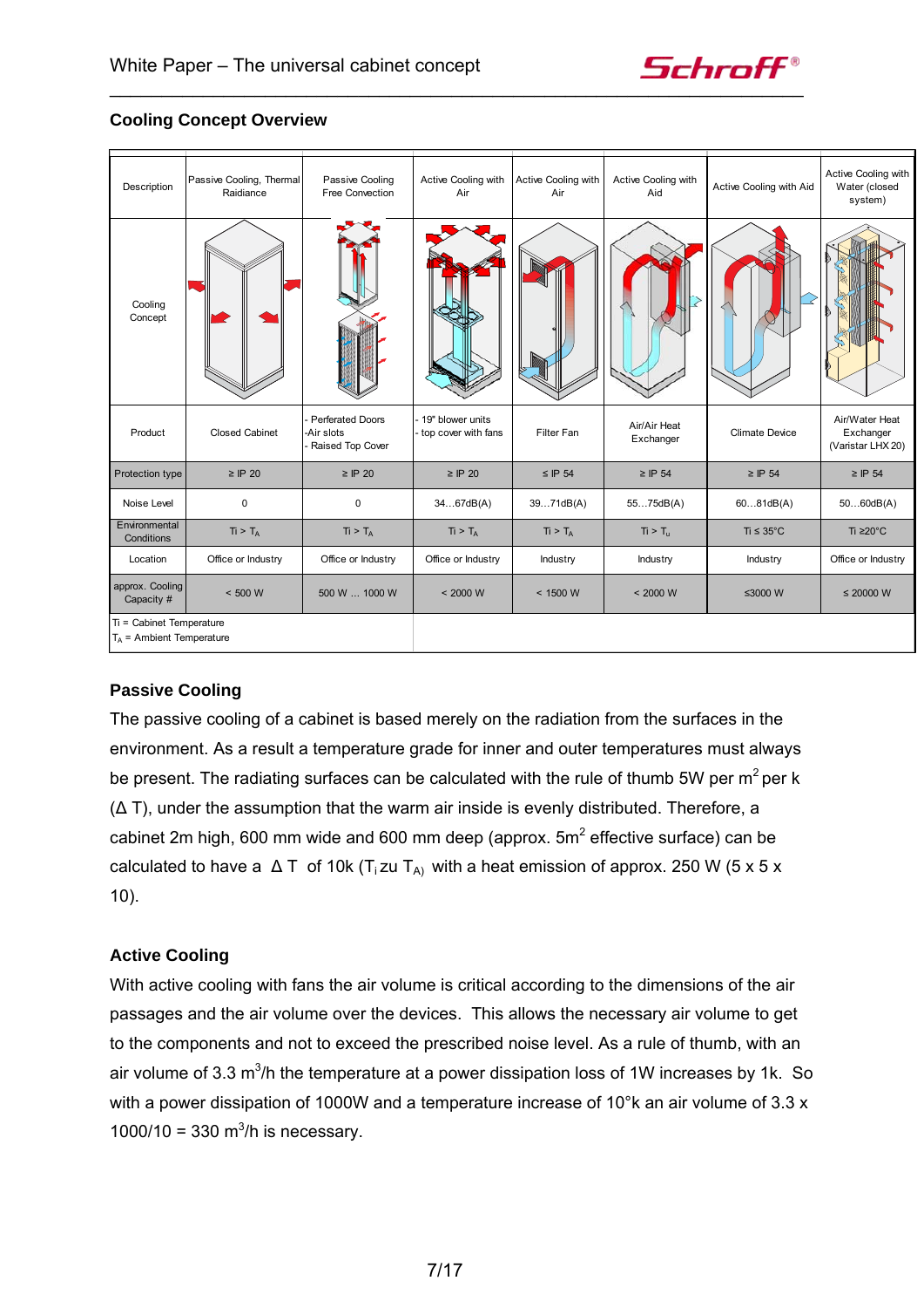## Cooling Concept Overview

| Description | Passive Cooling, Thermal Raidiance | Passive Cooling Free Convection | Active Cooling with Air | Active Cooling with Air | Active Cooling with Aid | Active Cooling with Aid | Active Cooling with Water (closed system) |
|---|---|---|---|---|---|---|---|
| Cooling Concept | | | | | | | |
| Product | Closed Cabinet | - Perferated Doors<br>-Air slots<br>- Raised Top Cover | - 19" blower units<br>- top cover with fans | Filter Fan | Air/Air Heat Exchanger | Climate Device | Air/Water Heat Exchanger (Varistar LHX 20) |
| Protection type | ≥ IP 20 | ≥ IP 20 | ≥ IP 20 | ≤ IP 54 | ≥ IP 54 | ≥ IP 54 | ≥ IP 54 |
| Noise Level | 0 | 0 | 34…67dB(A) | 39…71dB(A) | 55…75dB(A) | 60…81dB(A) | 50…60dB(A) |
| Environmental Conditions | Ti > $T_A$ | Ti > $T_A$ | Ti > $T_A$ | Ti > $T_A$ | Ti > $T_u$ | Ti ≤ 35°C | Ti ≥20°C |
| Location | Office or Industry | Office or Industry | Office or Industry | Industry | Industry | Industry | Office or Industry |
| approx. Cooling Capacity # | < 500 W | 500 W … 1000 W | < 2000 W | < 1500 W | < 2000 W | ≤3000 W | ≤ 20000 W |

Ti = Cabinet Temperature
$T_A$ = Ambient Temperature

### Passive Cooling

The passive cooling of a cabinet is based merely on the radiation from the surfaces in the environment. As a result a temperature grade for inner and outer temperatures must always be present. The radiating surfaces can be calculated with the rule of thumb 5W per $m^2$ per k ($\Delta$ T), under the assumption that the warm air inside is evenly distributed. Therefore, a cabinet 2m high, 600 mm wide and 600 mm deep (approx. $5m^2$ effective surface) can be calculated to have a $\Delta$ T of 10k ($T_i$ zu $T_A$) with a heat emission of approx. 250 W (5 x 5 x 10).

### Active Cooling

With active cooling with fans the air volume is critical according to the dimensions of the air passages and the air volume over the devices. This allows the necessary air volume to get to the components and not to exceed the prescribed noise level. As a rule of thumb, with an air volume of 3.3 $m^3$/h the temperature at a power dissipation loss of 1W increases by 1k. So with a power dissipation of 1000W and a temperature increase of 10°k an air volume of 3.3 x 1000/10 = 330 $m^3$/h is necessary.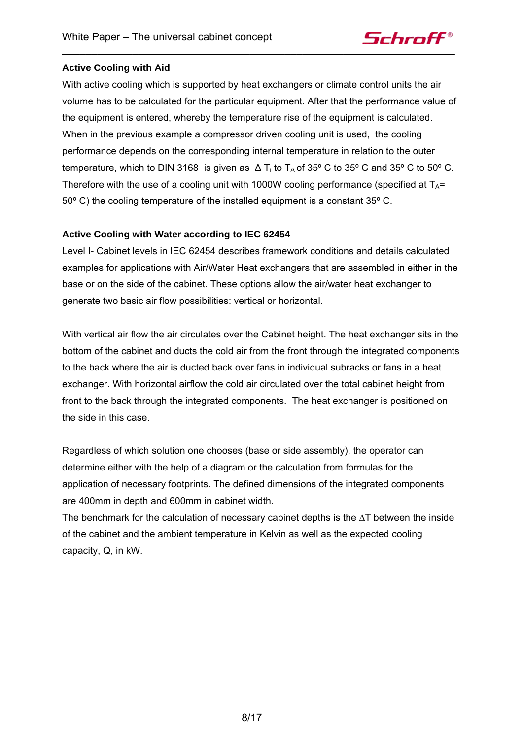### Active Cooling with Aid

With active cooling which is supported by heat exchangers or climate control units the air volume has to be calculated for the particular equipment. After that the performance value of the equipment is entered, whereby the temperature rise of the equipment is calculated. When in the previous example a compressor driven cooling unit is used, the cooling performance depends on the corresponding internal temperature in relation to the outer temperature, which to DIN 3168 is given as $\Delta$ $T_i$ to $T_A$ of 35º C to 35º C and 35º C to 50º C. Therefore with the use of a cooling unit with 1000W cooling performance (specified at $T_A$= 50º C) the cooling temperature of the installed equipment is a constant 35º C.

### Active Cooling with Water according to IEC 62454

Level I- Cabinet levels in IEC 62454 describes framework conditions and details calculated examples for applications with Air/Water Heat exchangers that are assembled in either in the base or on the side of the cabinet. These options allow the air/water heat exchanger to generate two basic air flow possibilities: vertical or horizontal.

With vertical air flow the air circulates over the Cabinet height. The heat exchanger sits in the bottom of the cabinet and ducts the cold air from the front through the integrated components to the back where the air is ducted back over fans in individual subracks or fans in a heat exchanger. With horizontal airflow the cold air circulated over the total cabinet height from front to the back through the integrated components. The heat exchanger is positioned on the side in this case.

Regardless of which solution one chooses (base or side assembly), the operator can determine either with the help of a diagram or the calculation from formulas for the application of necessary footprints. The defined dimensions of the integrated components are 400mm in depth and 600mm in cabinet width.
The benchmark for the calculation of necessary cabinet depths is the $\Delta T$ between the inside of the cabinet and the ambient temperature in Kelvin as well as the expected cooling capacity, Q, in kW.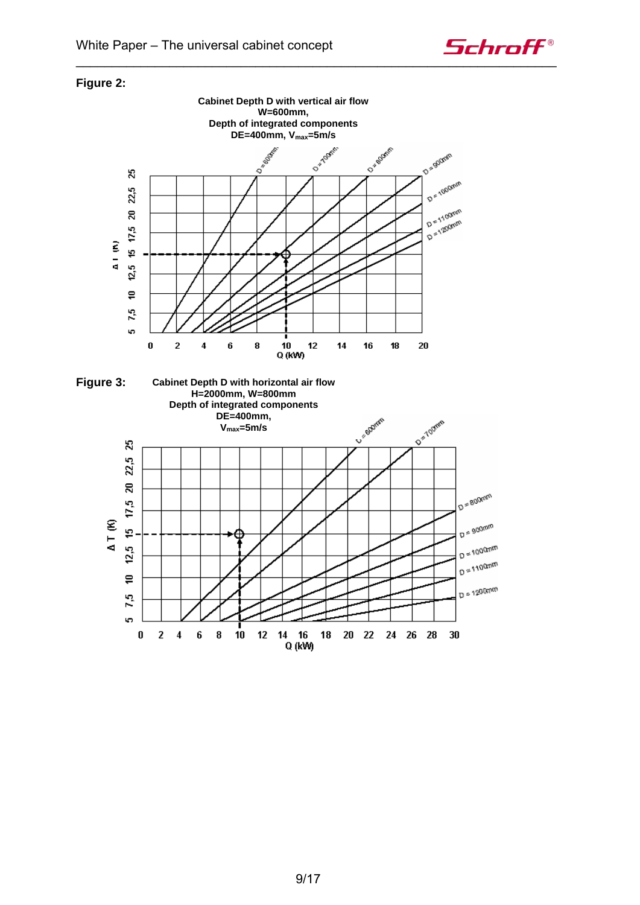**Figure 2:**

**Cabinet Depth D with vertical air flow**
**W=600mm,**
**Depth of integrated components**
**DE=400mm, $V_{max}$=5m/s**

**Figure 3:**

**Cabinet Depth D with horizontal air flow**
**H=2000mm, W=800mm**
**Depth of integrated components**
**DE=400mm,**
**$V_{max}$=5m/s**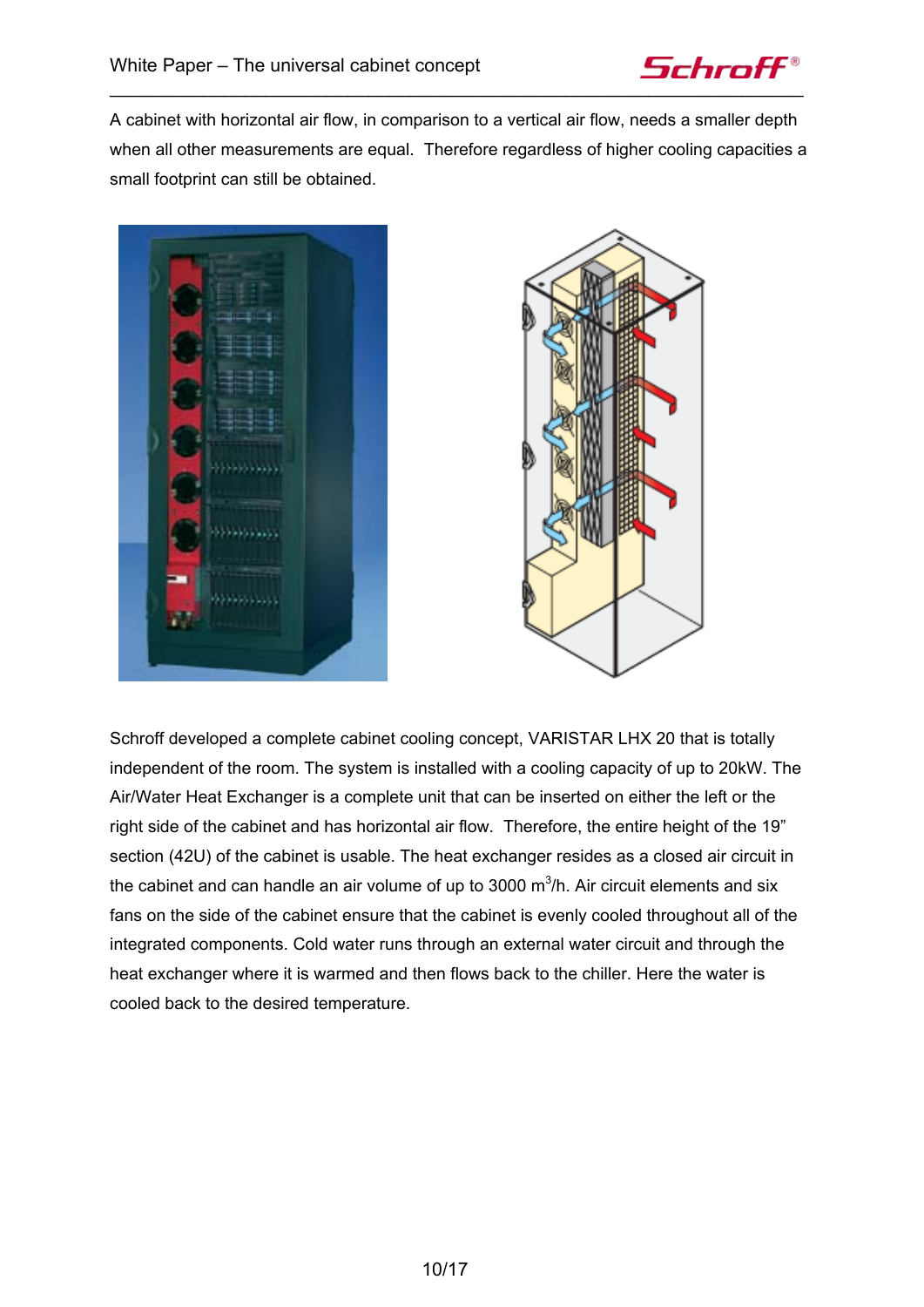A cabinet with horizontal air flow, in comparison to a vertical air flow, needs a smaller depth when all other measurements are equal.  Therefore regardless of higher cooling capacities a small footprint can still be obtained.

Schroff developed a complete cabinet cooling concept, VARISTAR LHX 20 that is totally independent of the room. The system is installed with a cooling capacity of up to 20kW. The Air/Water Heat Exchanger is a complete unit that can be inserted on either the left or the right side of the cabinet and has horizontal air flow.  Therefore, the entire height of the 19" section (42U) of the cabinet is usable. The heat exchanger resides as a closed air circuit in the cabinet and can handle an air volume of up to 3000 $m^3$/h. Air circuit elements and six fans on the side of the cabinet ensure that the cabinet is evenly cooled throughout all of the integrated components. Cold water runs through an external water circuit and through the heat exchanger where it is warmed and then flows back to the chiller. Here the water is cooled back to the desired temperature.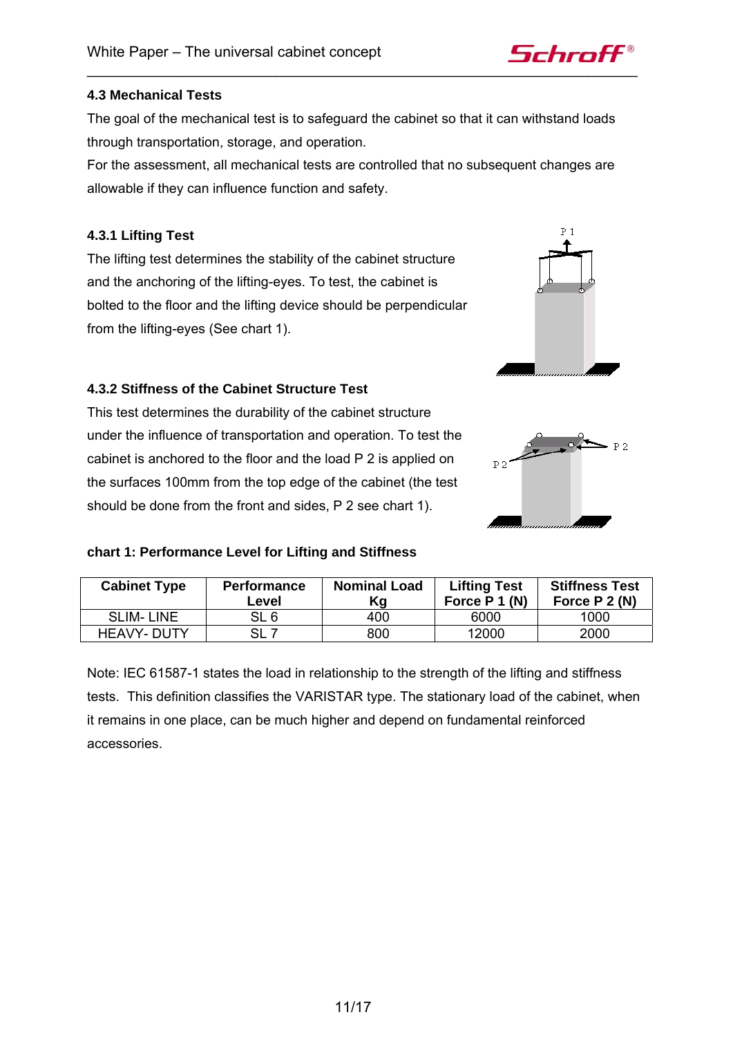### 4.3 Mechanical Tests

The goal of the mechanical test is to safeguard the cabinet so that it can withstand loads through transportation, storage, and operation.

For the assessment, all mechanical tests are controlled that no subsequent changes are allowable if they can influence function and safety.

#### 4.3.1 Lifting Test

The lifting test determines the stability of the cabinet structure and the anchoring of the lifting-eyes. To test, the cabinet is bolted to the floor and the lifting device should be perpendicular from the lifting-eyes (See chart 1).

#### 4.3.2 Stiffness of the Cabinet Structure Test

This test determines the durability of the cabinet structure under the influence of transportation and operation. To test the cabinet is anchored to the floor and the load P 2 is applied on the surfaces 100mm from the top edge of the cabinet (the test should be done from the front and sides, P 2 see chart 1).

**chart 1: Performance Level for Lifting and Stiffness**

| Cabinet Type | Performance Level | Nominal Load Kg | Lifting Test Force P 1 (N) | Stiffness Test Force P 2 (N) |
|---|---|---|---|---|
| SLIM- LINE | SL 6 | 400 | 6000 | 1000 |
| HEAVY- DUTY | SL 7 | 800 | 12000 | 2000 |

Note: IEC 61587-1 states the load in relationship to the strength of the lifting and stiffness tests. This definition classifies the VARISTAR type. The stationary load of the cabinet, when it remains in one place, can be much higher and depend on fundamental reinforced accessories.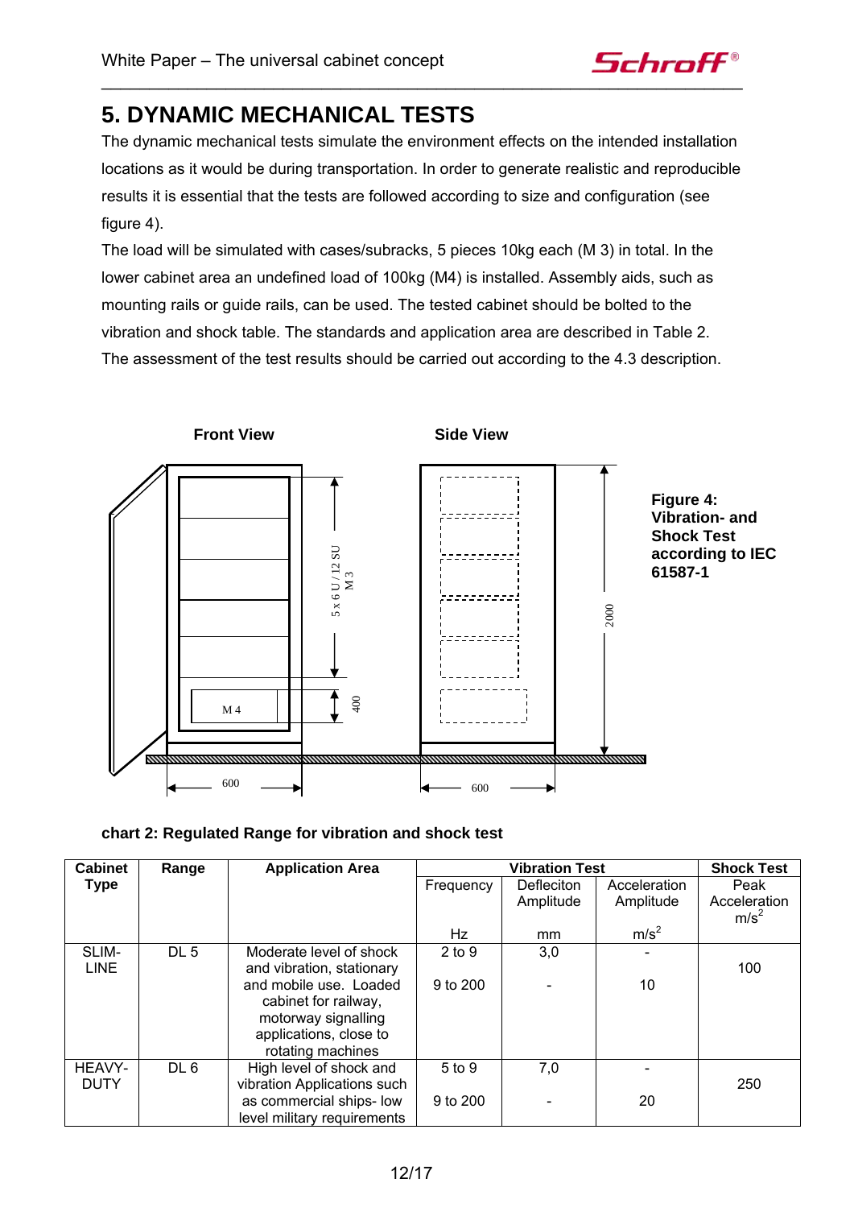# 5. DYNAMIC MECHANICAL TESTS

The dynamic mechanical tests simulate the environment effects on the intended installation locations as it would be during transportation. In order to generate realistic and reproducible results it is essential that the tests are followed according to size and configuration (see figure 4).

The load will be simulated with cases/subracks, 5 pieces 10kg each (M 3) in total. In the lower cabinet area an undefined load of 100kg (M4) is installed. Assembly aids, such as mounting rails or guide rails, can be used. The tested cabinet should be bolted to the vibration and shock table. The standards and application area are described in Table 2. The assessment of the test results should be carried out according to the 4.3 description.

**Front View** **Side View**

5 x 6 U / 12 SU
M 3

M 4

400

2000

600

600

**Figure 4: Vibration- and Shock Test according to IEC 61587-1**

**chart 2: Regulated Range for vibration and shock test**

| Cabinet Type | Range | Application Area | Vibration Test | | | Shock Test |
|---|---|---|---|---|---|---|
| | | | Frequency Hz | Defleciton Amplitude mm | Acceleration Amplitude $m/s^2$ | Peak Acceleration $m/s^2$ |
| SLIM-LINE | DL 5 | Moderate level of shock and vibration, stationary and mobile use. Loaded cabinet for railway, motorway signalling applications, close to rotating machines | 2 to 9<br>9 to 200 | 3,0<br>- | -<br>10 | 100 |
| HEAVY-DUTY | DL 6 | High level of shock and vibration Applications such as commercial ships- low level military requirements | 5 to 9<br>9 to 200 | 7,0<br>- | -<br>20 | 250 |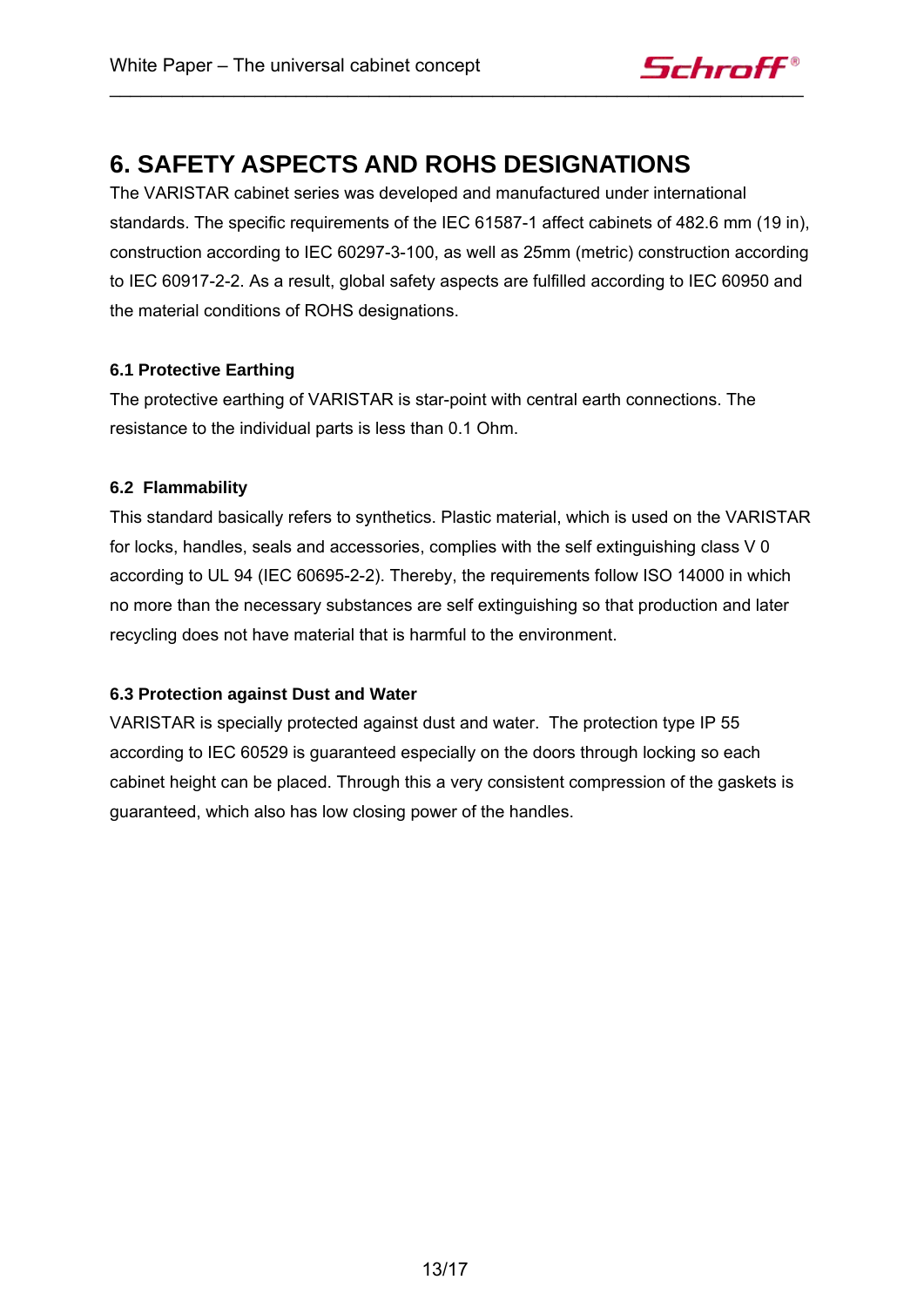# 6. SAFETY ASPECTS AND ROHS DESIGNATIONS

The VARISTAR cabinet series was developed and manufactured under international standards. The specific requirements of the IEC 61587-1 affect cabinets of 482.6 mm (19 in), construction according to IEC 60297-3-100, as well as 25mm (metric) construction according to IEC 60917-2-2. As a result, global safety aspects are fulfilled according to IEC 60950 and the material conditions of ROHS designations.

### 6.1 Protective Earthing

The protective earthing of VARISTAR is star-point with central earth connections. The resistance to the individual parts is less than 0.1 Ohm.

### 6.2 Flammability

This standard basically refers to synthetics. Plastic material, which is used on the VARISTAR for locks, handles, seals and accessories, complies with the self extinguishing class V 0 according to UL 94 (IEC 60695-2-2). Thereby, the requirements follow ISO 14000 in which no more than the necessary substances are self extinguishing so that production and later recycling does not have material that is harmful to the environment.

### 6.3 Protection against Dust and Water

VARISTAR is specially protected against dust and water. The protection type IP 55 according to IEC 60529 is guaranteed especially on the doors through locking so each cabinet height can be placed. Through this a very consistent compression of the gaskets is guaranteed, which also has low closing power of the handles.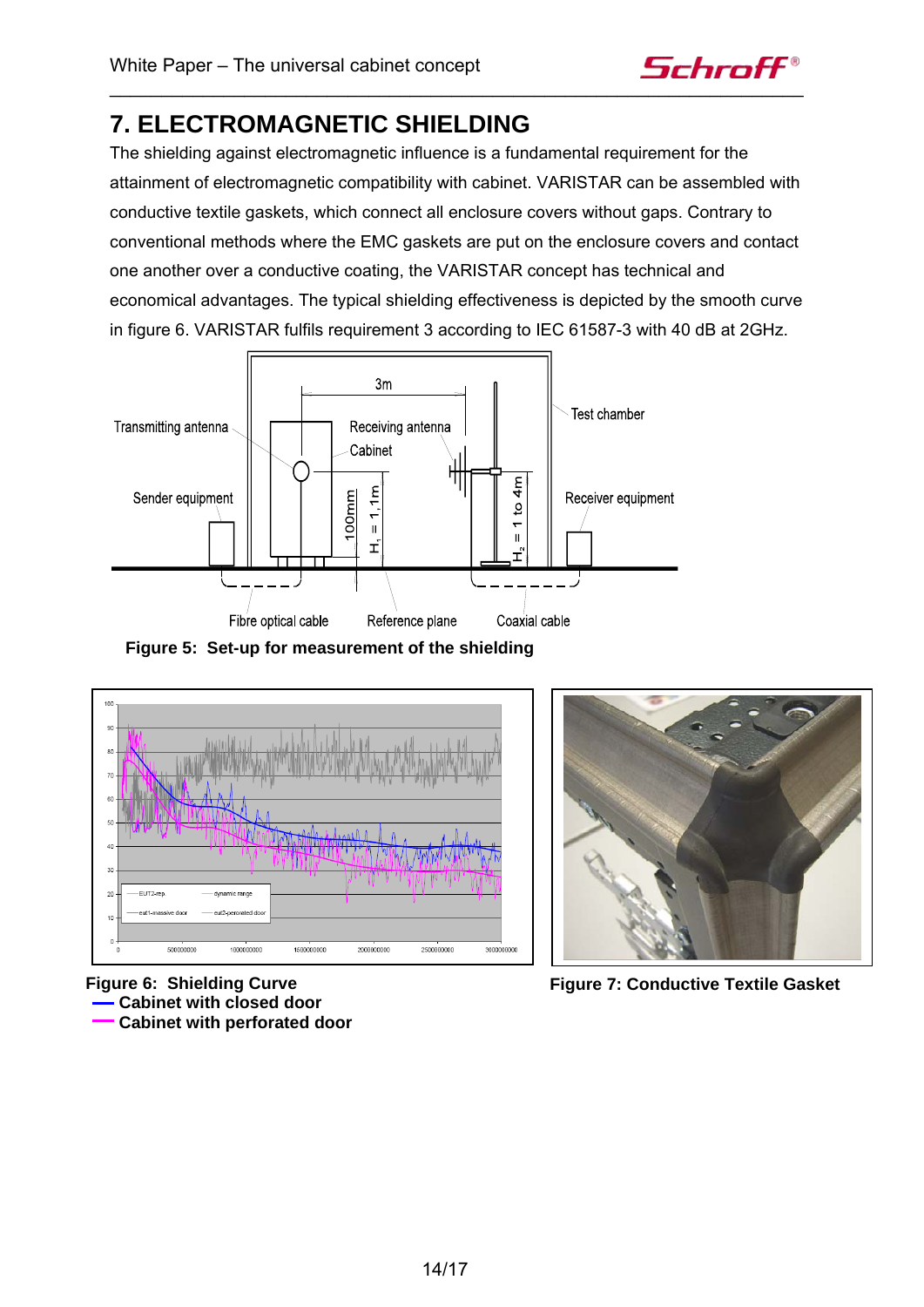# 7. ELECTROMAGNETIC SHIELDING

The shielding against electromagnetic influence is a fundamental requirement for the attainment of electromagnetic compatibility with cabinet. VARISTAR can be assembled with conductive textile gaskets, which connect all enclosure covers without gaps. Contrary to conventional methods where the EMC gaskets are put on the enclosure covers and contact one another over a conductive coating, the VARISTAR concept has technical and economical advantages. The typical shielding effectiveness is depicted by the smooth curve in figure 6. VARISTAR fulfils requirement 3 according to IEC 61587-3 with 40 dB at 2GHz.

**Figure 5: Set-up for measurement of the shielding**

**Figure 6: Shielding Curve**
— **Cabinet with closed door**
— **Cabinet with perforated door**

**Figure 7: Conductive Textile Gasket**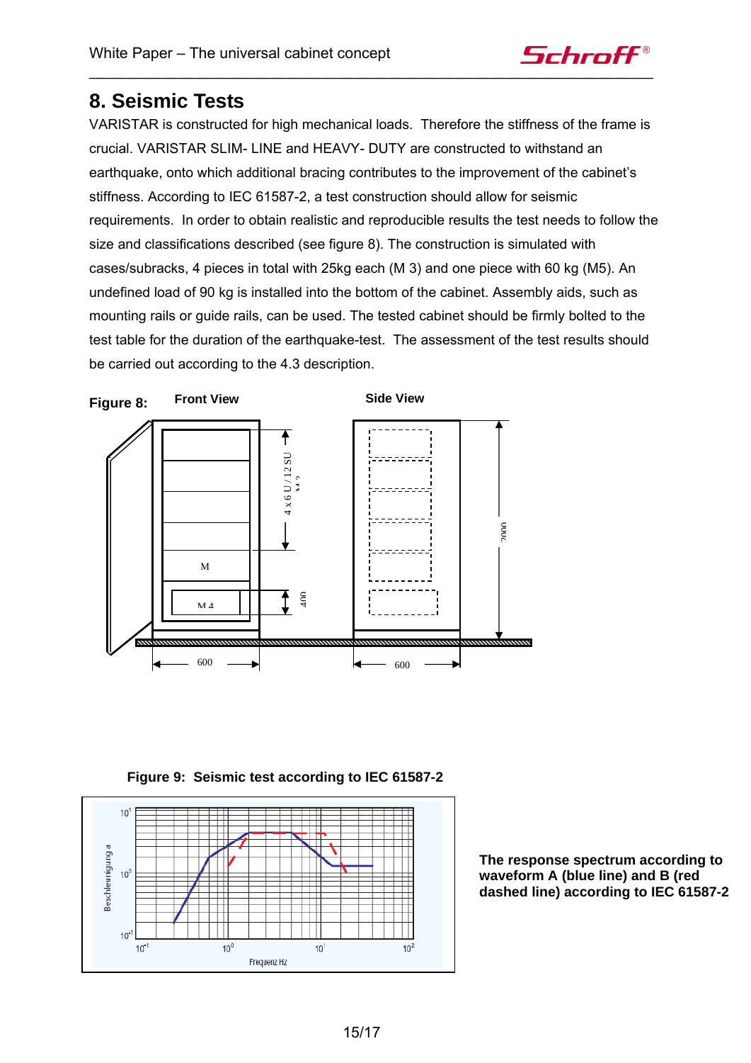# 8. Seismic Tests

VARISTAR is constructed for high mechanical loads. Therefore the stiffness of the frame is crucial. VARISTAR SLIM- LINE and HEAVY- DUTY are constructed to withstand an earthquake, onto which additional bracing contributes to the improvement of the cabinet's stiffness. According to IEC 61587-2, a test construction should allow for seismic requirements. In order to obtain realistic and reproducible results the test needs to follow the size and classifications described (see figure 8). The construction is simulated with cases/subracks, 4 pieces in total with 25kg each (M 3) and one piece with 60 kg (M5). An undefined load of 90 kg is installed into the bottom of the cabinet. Assembly aids, such as mounting rails or guide rails, can be used. The tested cabinet should be firmly bolted to the test table for the duration of the earthquake-test. The assessment of the test results should be carried out according to the 4.3 description.

**Figure 8:** **Front View** **Side View**

**Figure 9: Seismic test according to IEC 61587-2**

**The response spectrum according to waveform A (blue line) and B (red dashed line) according to IEC 61587-2**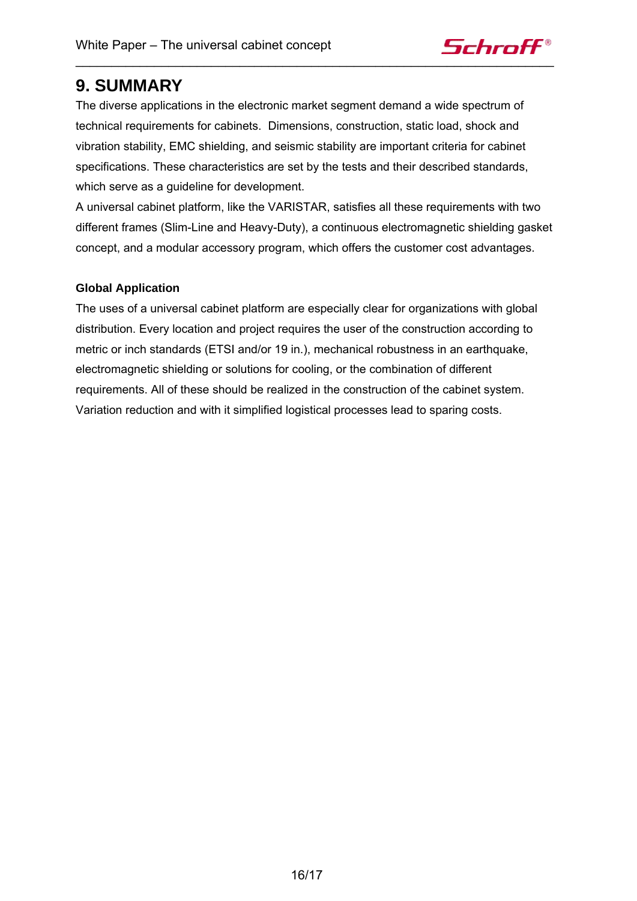# 9. SUMMARY

The diverse applications in the electronic market segment demand a wide spectrum of technical requirements for cabinets. Dimensions, construction, static load, shock and vibration stability, EMC shielding, and seismic stability are important criteria for cabinet specifications. These characteristics are set by the tests and their described standards, which serve as a guideline for development.

A universal cabinet platform, like the VARISTAR, satisfies all these requirements with two different frames (Slim-Line and Heavy-Duty), a continuous electromagnetic shielding gasket concept, and a modular accessory program, which offers the customer cost advantages.

**Global Application**

The uses of a universal cabinet platform are especially clear for organizations with global distribution. Every location and project requires the user of the construction according to metric or inch standards (ETSI and/or 19 in.), mechanical robustness in an earthquake, electromagnetic shielding or solutions for cooling, or the combination of different requirements. All of these should be realized in the construction of the cabinet system. Variation reduction and with it simplified logistical processes lead to sparing costs.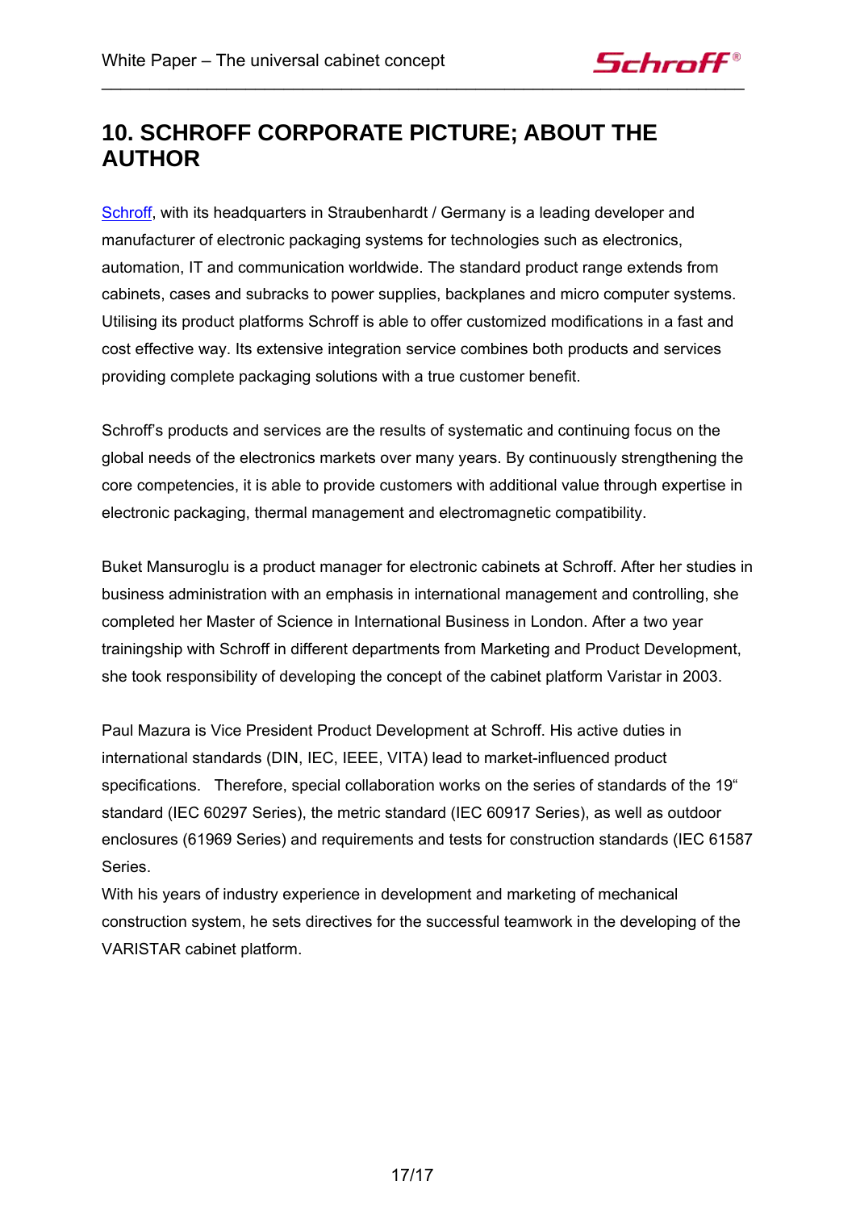# 10. SCHROFF CORPORATE PICTURE; ABOUT THE AUTHOR

Schroff, with its headquarters in Straubenhardt / Germany is a leading developer and manufacturer of electronic packaging systems for technologies such as electronics, automation, IT and communication worldwide. The standard product range extends from cabinets, cases and subracks to power supplies, backplanes and micro computer systems. Utilising its product platforms Schroff is able to offer customized modifications in a fast and cost effective way. Its extensive integration service combines both products and services providing complete packaging solutions with a true customer benefit.

Schroff's products and services are the results of systematic and continuing focus on the global needs of the electronics markets over many years. By continuously strengthening the core competencies, it is able to provide customers with additional value through expertise in electronic packaging, thermal management and electromagnetic compatibility.

Buket Mansuroglu is a product manager for electronic cabinets at Schroff. After her studies in business administration with an emphasis in international management and controlling, she completed her Master of Science in International Business in London. After a two year trainingship with Schroff in different departments from Marketing and Product Development, she took responsibility of developing the concept of the cabinet platform Varistar in 2003.

Paul Mazura is Vice President Product Development at Schroff. His active duties in international standards (DIN, IEC, IEEE, VITA) lead to market-influenced product specifications. Therefore, special collaboration works on the series of standards of the 19“ standard (IEC 60297 Series), the metric standard (IEC 60917 Series), as well as outdoor enclosures (61969 Series) and requirements and tests for construction standards (IEC 61587 Series.

With his years of industry experience in development and marketing of mechanical construction system, he sets directives for the successful teamwork in the developing of the VARISTAR cabinet platform.